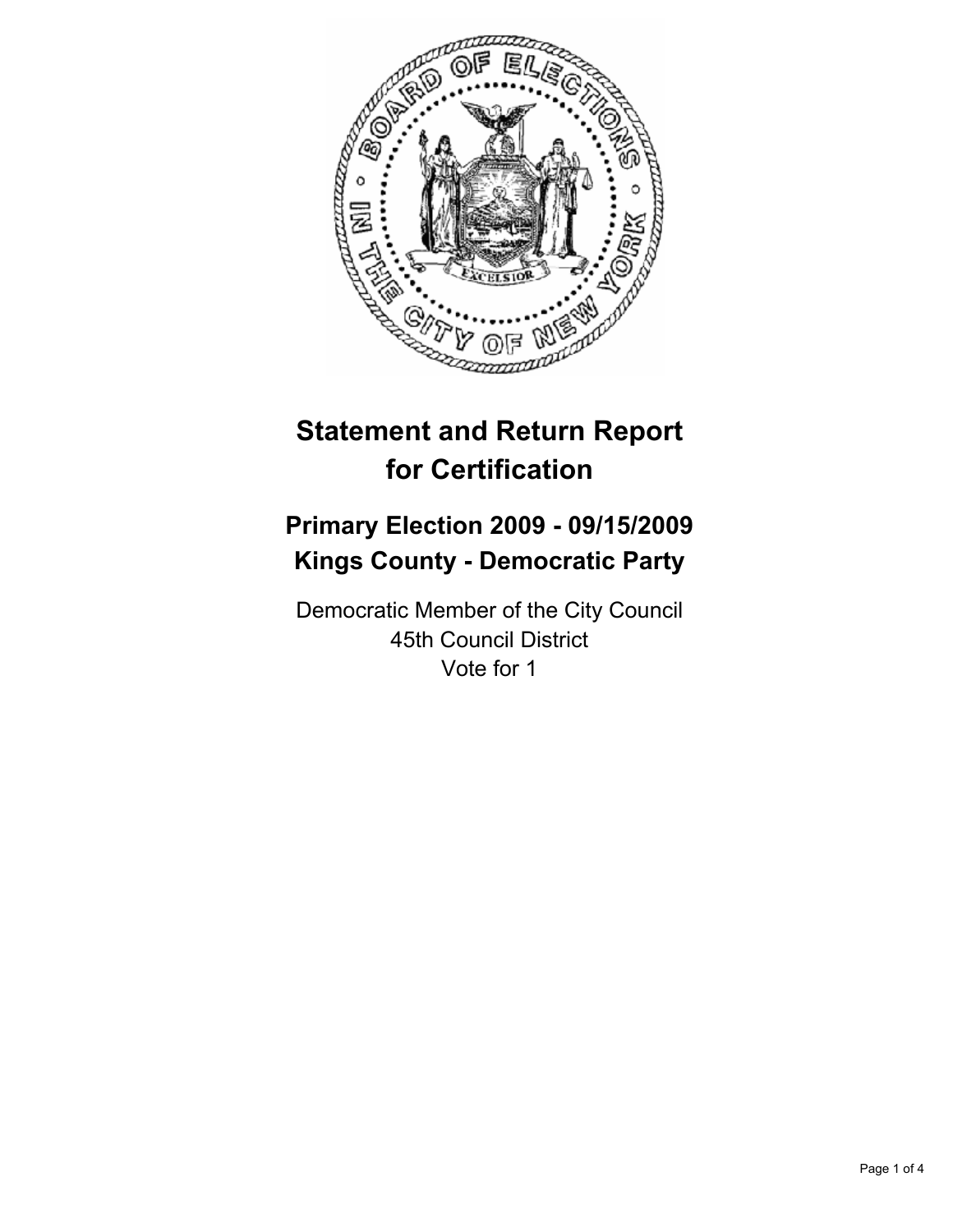# Statement and Return Report for Certification

## Primary Election 2009 - 09/15/2009
## Kings County - Democratic Party

Democratic Member of the City Council
45th Council District
Vote for 1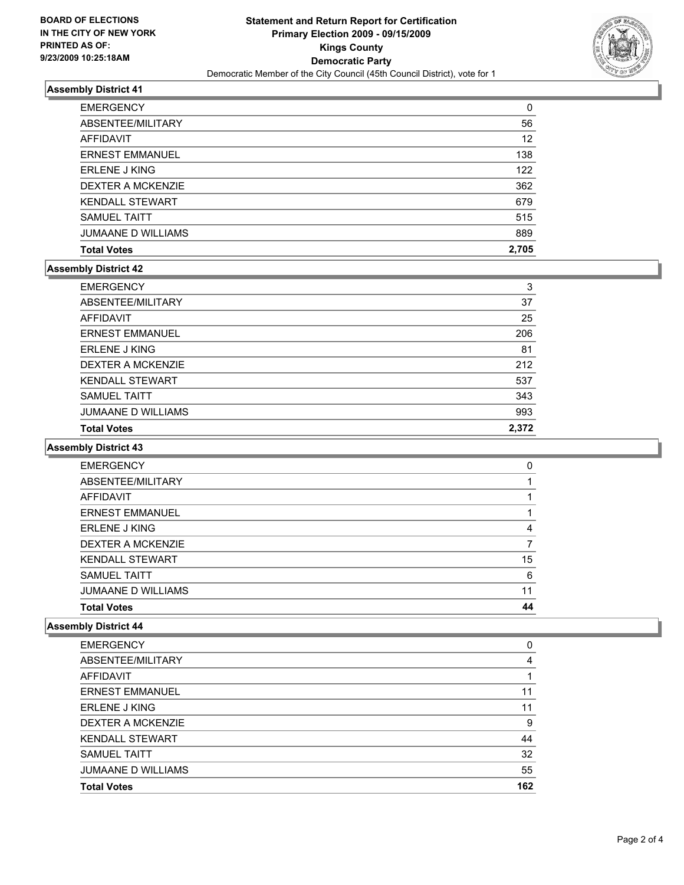**BOARD OF ELECTIONS IN THE CITY OF NEW YORK PRINTED AS OF: 9/23/2009 10:25:18AM**

# Statement and Return Report for Certification
## Primary Election 2009 - 09/15/2009
## Kings County
## Democratic Party
### Democratic Member of the City Council (45th Council District), vote for 1

### Assembly District 41

| | |
|---|---|
| EMERGENCY | 0 |
| ABSENTEE/MILITARY | 56 |
| AFFIDAVIT | 12 |
| ERNEST EMMANUEL | 138 |
| ERLENE J KING | 122 |
| DEXTER A MCKENZIE | 362 |
| KENDALL STEWART | 679 |
| SAMUEL TAITT | 515 |
| JUMAANE D WILLIAMS | 889 |
| **Total Votes** | **2,705** |

### Assembly District 42

| | |
|---|---|
| EMERGENCY | 3 |
| ABSENTEE/MILITARY | 37 |
| AFFIDAVIT | 25 |
| ERNEST EMMANUEL | 206 |
| ERLENE J KING | 81 |
| DEXTER A MCKENZIE | 212 |
| KENDALL STEWART | 537 |
| SAMUEL TAITT | 343 |
| JUMAANE D WILLIAMS | 993 |
| **Total Votes** | **2,372** |

### Assembly District 43

| | |
|---|---|
| EMERGENCY | 0 |
| ABSENTEE/MILITARY | 1 |
| AFFIDAVIT | 1 |
| ERNEST EMMANUEL | 1 |
| ERLENE J KING | 4 |
| DEXTER A MCKENZIE | 7 |
| KENDALL STEWART | 15 |
| SAMUEL TAITT | 6 |
| JUMAANE D WILLIAMS | 11 |
| **Total Votes** | **44** |

### Assembly District 44

| | |
|---|---|
| EMERGENCY | 0 |
| ABSENTEE/MILITARY | 4 |
| AFFIDAVIT | 1 |
| ERNEST EMMANUEL | 11 |
| ERLENE J KING | 11 |
| DEXTER A MCKENZIE | 9 |
| KENDALL STEWART | 44 |
| SAMUEL TAITT | 32 |
| JUMAANE D WILLIAMS | 55 |
| **Total Votes** | **162** |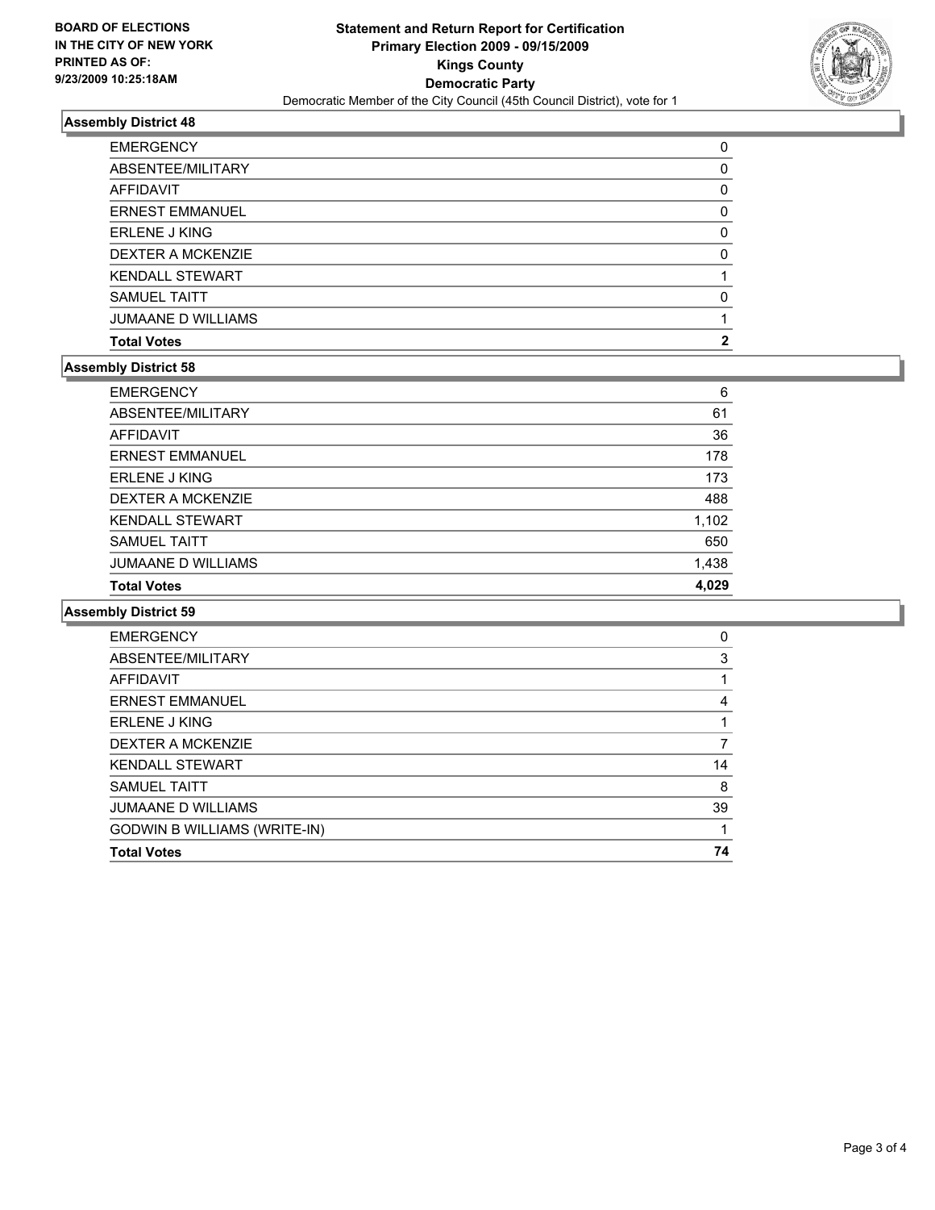BOARD OF ELECTIONS
IN THE CITY OF NEW YORK
PRINTED AS OF:
9/23/2009 10:25:18AM

**Statement and Return Report for Certification**
**Primary Election 2009 - 09/15/2009**
**Kings County**
**Democratic Party**
Democratic Member of the City Council (45th Council District), vote for 1

### Assembly District 48

| | |
|---|---|
| EMERGENCY | 0 |
| ABSENTEE/MILITARY | 0 |
| AFFIDAVIT | 0 |
| ERNEST EMMANUEL | 0 |
| ERLENE J KING | 0 |
| DEXTER A MCKENZIE | 0 |
| KENDALL STEWART | 1 |
| SAMUEL TAITT | 0 |
| JUMAANE D WILLIAMS | 1 |
| **Total Votes** | **2** |

### Assembly District 58

| | |
|---|---|
| EMERGENCY | 6 |
| ABSENTEE/MILITARY | 61 |
| AFFIDAVIT | 36 |
| ERNEST EMMANUEL | 178 |
| ERLENE J KING | 173 |
| DEXTER A MCKENZIE | 488 |
| KENDALL STEWART | 1,102 |
| SAMUEL TAITT | 650 |
| JUMAANE D WILLIAMS | 1,438 |
| **Total Votes** | **4,029** |

### Assembly District 59

| | |
|---|---|
| EMERGENCY | 0 |
| ABSENTEE/MILITARY | 3 |
| AFFIDAVIT | 1 |
| ERNEST EMMANUEL | 4 |
| ERLENE J KING | 1 |
| DEXTER A MCKENZIE | 7 |
| KENDALL STEWART | 14 |
| SAMUEL TAITT | 8 |
| JUMAANE D WILLIAMS | 39 |
| GODWIN B WILLIAMS (WRITE-IN) | 1 |
| **Total Votes** | **74** |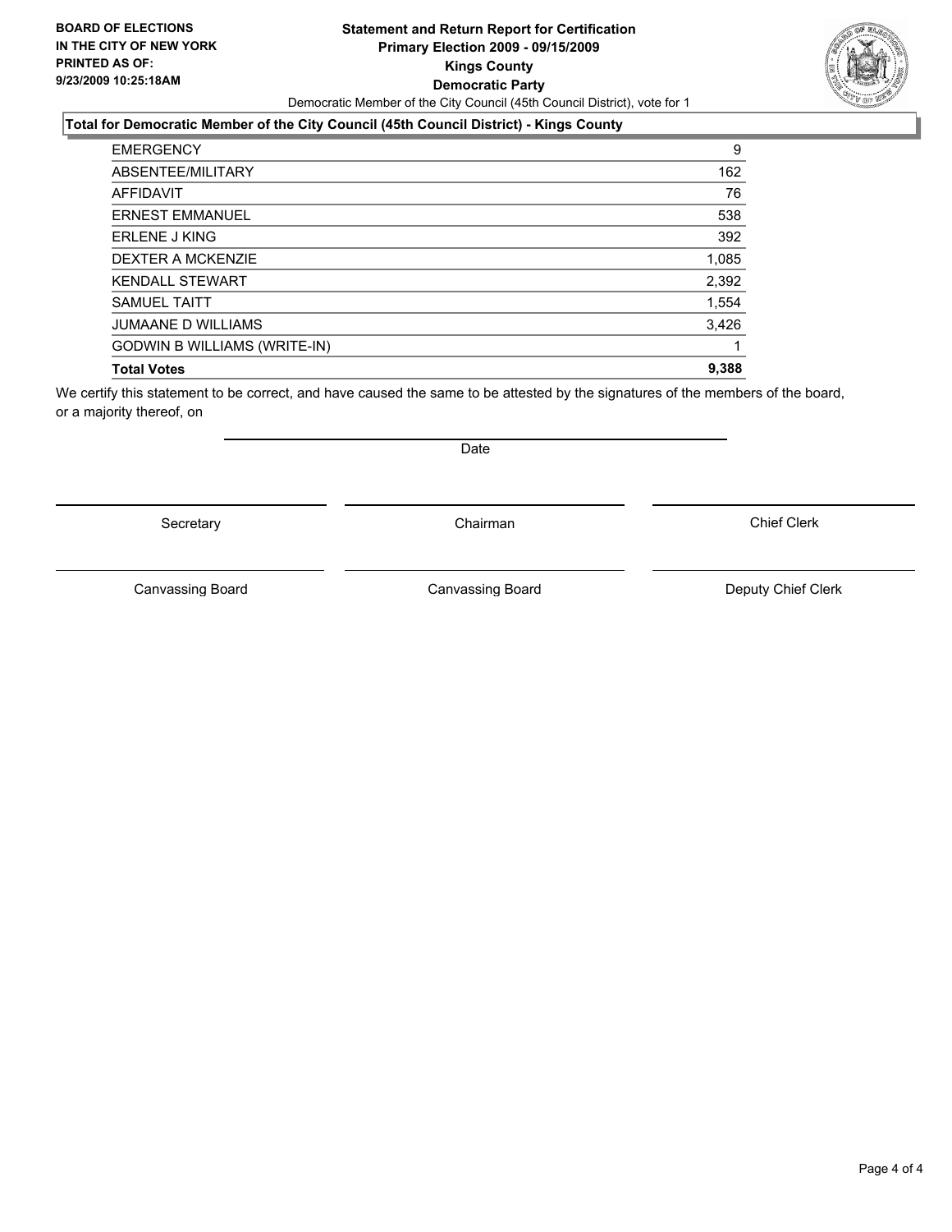**BOARD OF ELECTIONS IN THE CITY OF NEW YORK PRINTED AS OF: 9/23/2009 10:25:18AM**

**Statement and Return Report for Certification**
**Primary Election 2009 - 09/15/2009**
**Kings County**
**Democratic Party**
Democratic Member of the City Council (45th Council District), vote for 1

**Total for Democratic Member of the City Council (45th Council District) - Kings County**

| | |
|---|---|
| EMERGENCY | 9 |
| ABSENTEE/MILITARY | 162 |
| AFFIDAVIT | 76 |
| ERNEST EMMANUEL | 538 |
| ERLENE J KING | 392 |
| DEXTER A MCKENZIE | 1,085 |
| KENDALL STEWART | 2,392 |
| SAMUEL TAITT | 1,554 |
| JUMAANE D WILLIAMS | 3,426 |
| GODWIN B WILLIAMS (WRITE-IN) | 1 |
| **Total Votes** | **9,388** |

We certify this statement to be correct, and have caused the same to be attested by the signatures of the members of the board, or a majority thereof, on

Date

Secretary

Chairman

Chief Clerk

Canvassing Board

Canvassing Board

Deputy Chief Clerk